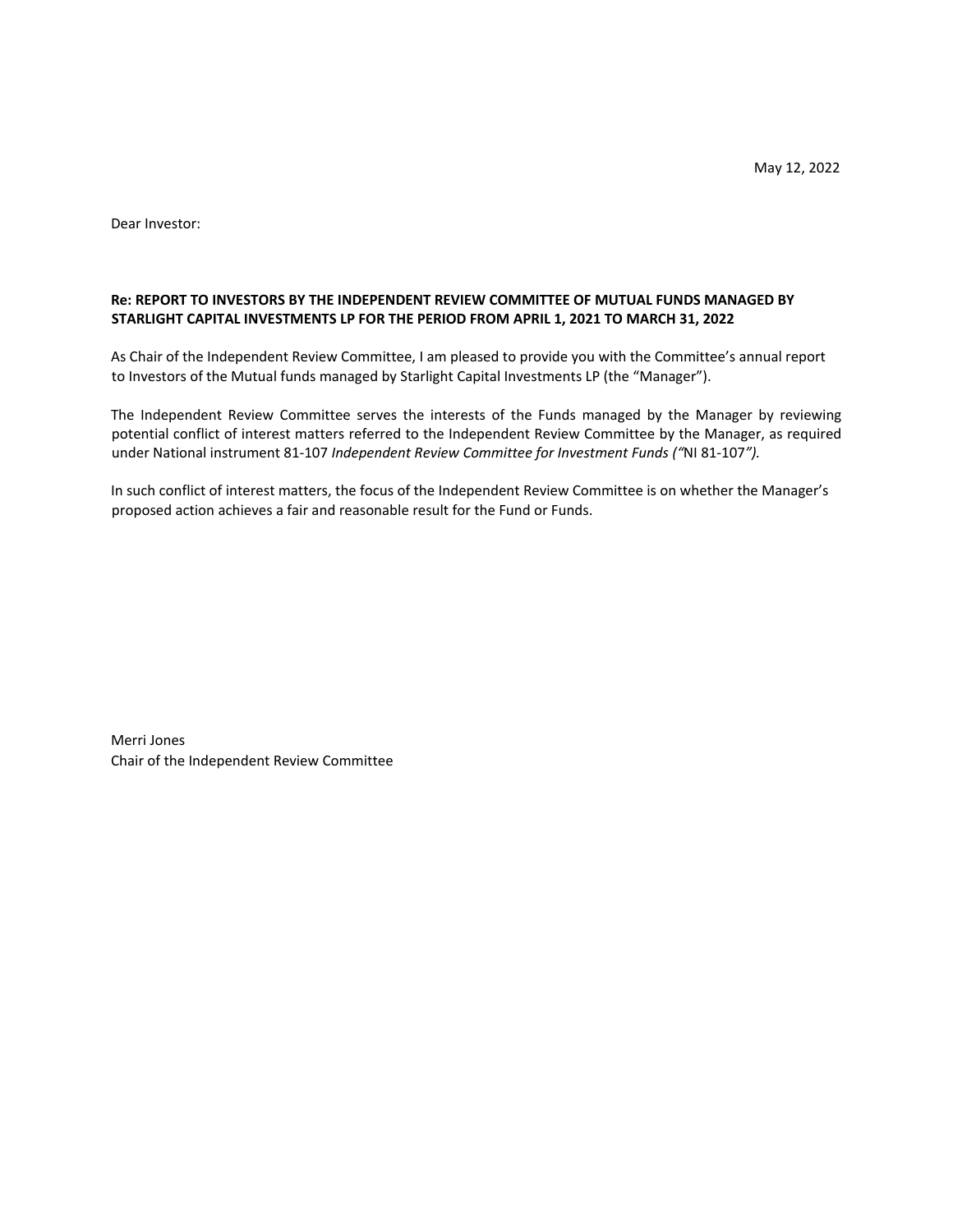May 12, 2022

Dear Investor:

**Re: REPORT TO INVESTORS BY THE INDEPENDENT REVIEW COMMITTEE OF MUTUAL FUNDS MANAGED BY STARLIGHT CAPITAL INVESTMENTS LP FOR THE PERIOD FROM APRIL 1, 2021 TO MARCH 31, 2022**

As Chair of the Independent Review Committee, I am pleased to provide you with the Committee's annual report to Investors of the Mutual funds managed by Starlight Capital Investments LP (the "Manager").

The Independent Review Committee serves the interests of the Funds managed by the Manager by reviewing potential conflict of interest matters referred to the Independent Review Committee by the Manager, as required under National instrument 81-107 *Independent Review Committee for Investment Funds ("*NI 81-107*").*

In such conflict of interest matters, the focus of the Independent Review Committee is on whether the Manager's proposed action achieves a fair and reasonable result for the Fund or Funds.

Merri Jones
Chair of the Independent Review Committee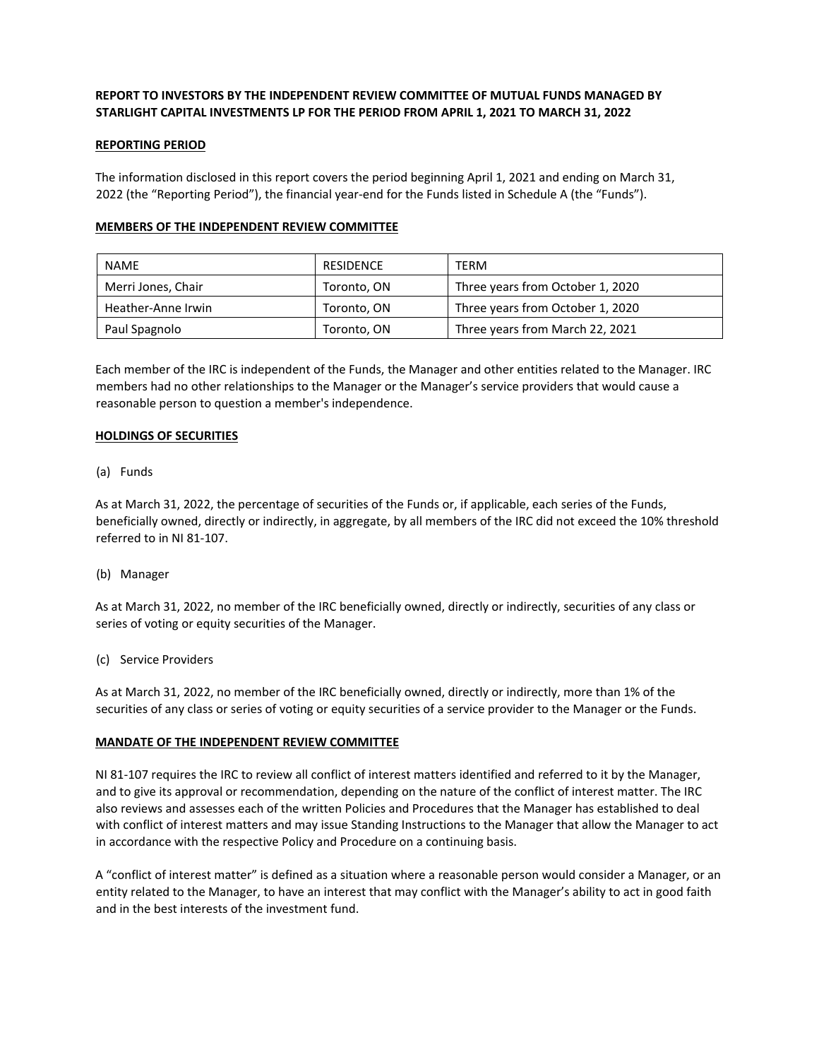**REPORT TO INVESTORS BY THE INDEPENDENT REVIEW COMMITTEE OF MUTUAL FUNDS MANAGED BY STARLIGHT CAPITAL INVESTMENTS LP FOR THE PERIOD FROM APRIL 1, 2021 TO MARCH 31, 2022**

**REPORTING PERIOD**

The information disclosed in this report covers the period beginning April 1, 2021 and ending on March 31, 2022 (the "Reporting Period"), the financial year-end for the Funds listed in Schedule A (the "Funds").

**MEMBERS OF THE INDEPENDENT REVIEW COMMITTEE**

| NAME | RESIDENCE | TERM |
|---|---|---|
| Merri Jones, Chair | Toronto, ON | Three years from October 1, 2020 |
| Heather-Anne Irwin | Toronto, ON | Three years from October 1, 2020 |
| Paul Spagnolo | Toronto, ON | Three years from March 22, 2021 |

Each member of the IRC is independent of the Funds, the Manager and other entities related to the Manager. IRC members had no other relationships to the Manager or the Manager's service providers that would cause a reasonable person to question a member's independence.

**HOLDINGS OF SECURITIES**

(a) Funds

As at March 31, 2022, the percentage of securities of the Funds or, if applicable, each series of the Funds, beneficially owned, directly or indirectly, in aggregate, by all members of the IRC did not exceed the 10% threshold referred to in NI 81-107.

(b) Manager

As at March 31, 2022, no member of the IRC beneficially owned, directly or indirectly, securities of any class or series of voting or equity securities of the Manager.

(c) Service Providers

As at March 31, 2022, no member of the IRC beneficially owned, directly or indirectly, more than 1% of the securities of any class or series of voting or equity securities of a service provider to the Manager or the Funds.

**MANDATE OF THE INDEPENDENT REVIEW COMMITTEE**

NI 81-107 requires the IRC to review all conflict of interest matters identified and referred to it by the Manager, and to give its approval or recommendation, depending on the nature of the conflict of interest matter. The IRC also reviews and assesses each of the written Policies and Procedures that the Manager has established to deal with conflict of interest matters and may issue Standing Instructions to the Manager that allow the Manager to act in accordance with the respective Policy and Procedure on a continuing basis.

A "conflict of interest matter" is defined as a situation where a reasonable person would consider a Manager, or an entity related to the Manager, to have an interest that may conflict with the Manager's ability to act in good faith and in the best interests of the investment fund.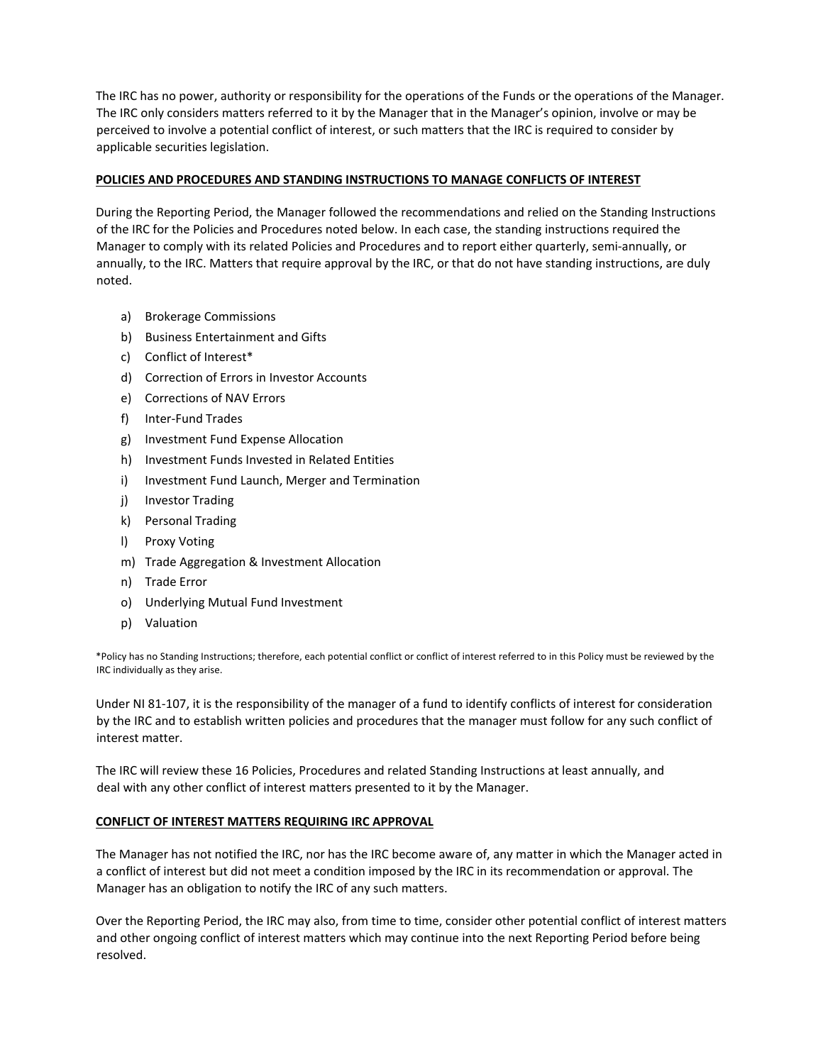The IRC has no power, authority or responsibility for the operations of the Funds or the operations of the Manager. The IRC only considers matters referred to it by the Manager that in the Manager's opinion, involve or may be perceived to involve a potential conflict of interest, or such matters that the IRC is required to consider by applicable securities legislation.

## POLICIES AND PROCEDURES AND STANDING INSTRUCTIONS TO MANAGE CONFLICTS OF INTEREST

During the Reporting Period, the Manager followed the recommendations and relied on the Standing Instructions of the IRC for the Policies and Procedures noted below. In each case, the standing instructions required the Manager to comply with its related Policies and Procedures and to report either quarterly, semi-annually, or annually, to the IRC. Matters that require approval by the IRC, or that do not have standing instructions, are duly noted.

a) Brokerage Commissions
b) Business Entertainment and Gifts
c) Conflict of Interest*
d) Correction of Errors in Investor Accounts
e) Corrections of NAV Errors
f) Inter-Fund Trades
g) Investment Fund Expense Allocation
h) Investment Funds Invested in Related Entities
i) Investment Fund Launch, Merger and Termination
j) Investor Trading
k) Personal Trading
l) Proxy Voting
m) Trade Aggregation & Investment Allocation
n) Trade Error
o) Underlying Mutual Fund Investment
p) Valuation

*Policy has no Standing Instructions; therefore, each potential conflict or conflict of interest referred to in this Policy must be reviewed by the IRC individually as they arise.

Under NI 81-107, it is the responsibility of the manager of a fund to identify conflicts of interest for consideration by the IRC and to establish written policies and procedures that the manager must follow for any such conflict of interest matter.

The IRC will review these 16 Policies, Procedures and related Standing Instructions at least annually, and deal with any other conflict of interest matters presented to it by the Manager.

## CONFLICT OF INTEREST MATTERS REQUIRING IRC APPROVAL

The Manager has not notified the IRC, nor has the IRC become aware of, any matter in which the Manager acted in a conflict of interest but did not meet a condition imposed by the IRC in its recommendation or approval. The Manager has an obligation to notify the IRC of any such matters.

Over the Reporting Period, the IRC may also, from time to time, consider other potential conflict of interest matters and other ongoing conflict of interest matters which may continue into the next Reporting Period before being resolved.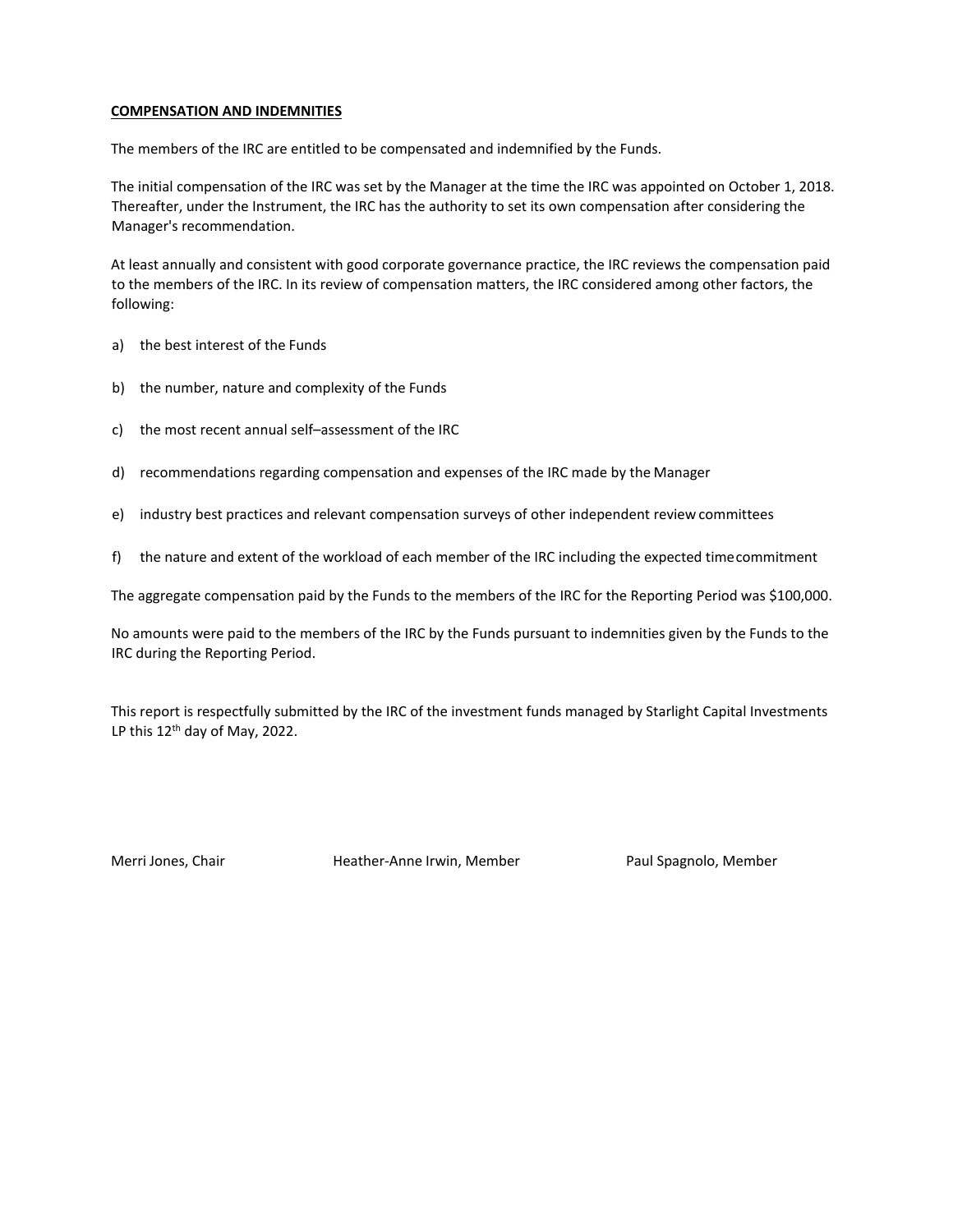## COMPENSATION AND INDEMNITIES

The members of the IRC are entitled to be compensated and indemnified by the Funds.

The initial compensation of the IRC was set by the Manager at the time the IRC was appointed on October 1, 2018. Thereafter, under the Instrument, the IRC has the authority to set its own compensation after considering the Manager's recommendation.

At least annually and consistent with good corporate governance practice, the IRC reviews the compensation paid to the members of the IRC. In its review of compensation matters, the IRC considered among other factors, the following:

a) the best interest of the Funds

b) the number, nature and complexity of the Funds

c) the most recent annual self–assessment of the IRC

d) recommendations regarding compensation and expenses of the IRC made by the Manager

e) industry best practices and relevant compensation surveys of other independent review committees

f) the nature and extent of the workload of each member of the IRC including the expected time commitment

The aggregate compensation paid by the Funds to the members of the IRC for the Reporting Period was $100,000.

No amounts were paid to the members of the IRC by the Funds pursuant to indemnities given by the Funds to the IRC during the Reporting Period.

This report is respectfully submitted by the IRC of the investment funds managed by Starlight Capital Investments LP this 12th day of May, 2022.

Merri Jones, Chair

Heather-Anne Irwin, Member

Paul Spagnolo, Member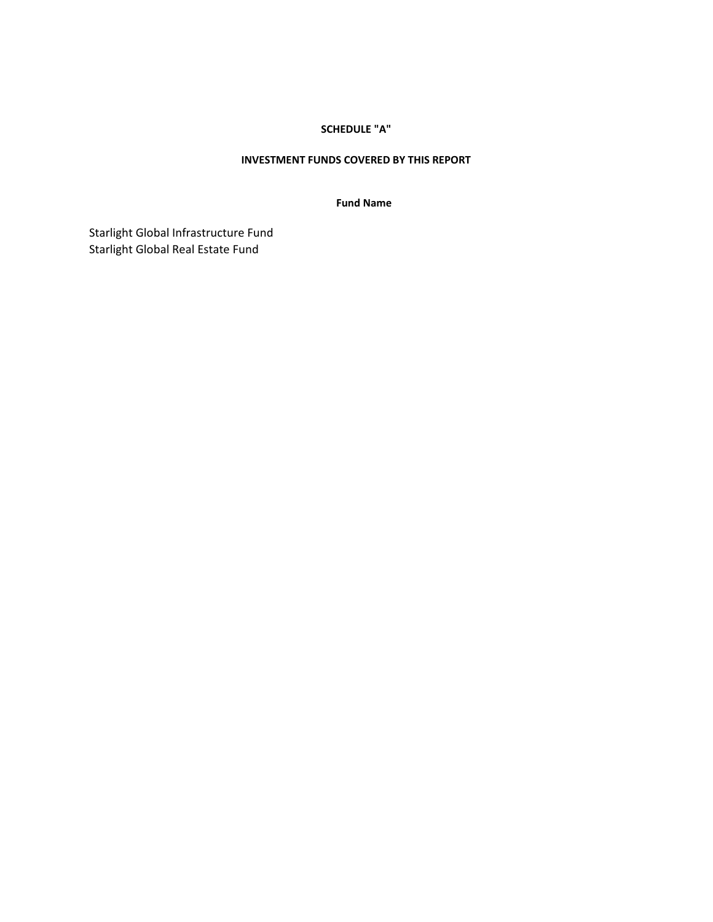## SCHEDULE "A"

### INVESTMENT FUNDS COVERED BY THIS REPORT

**Fund Name**

Starlight Global Infrastructure Fund
Starlight Global Real Estate Fund